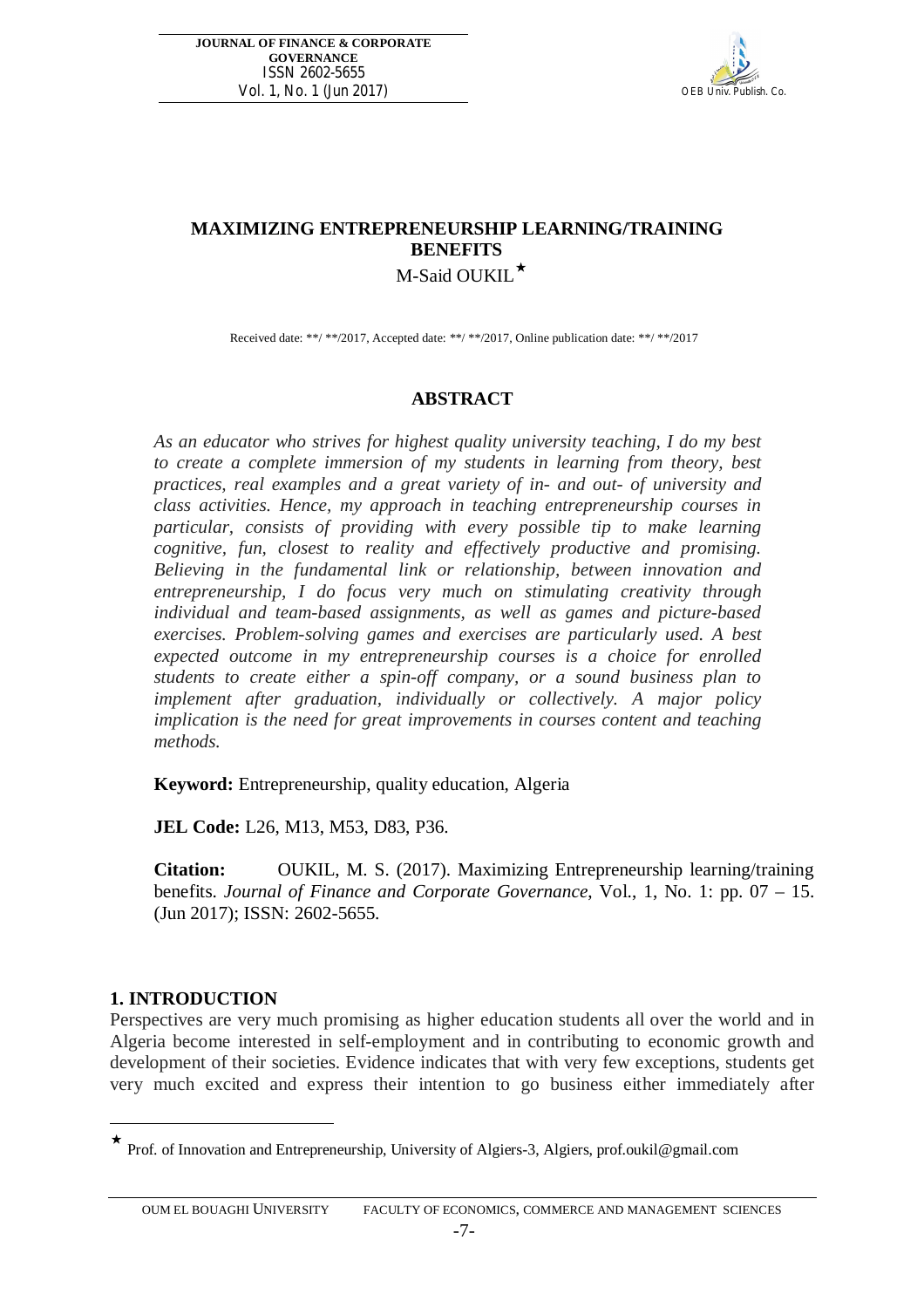# MAXIMIZING ENTREPRENEURSHIP LEARNING/TRAINING BENEFITS

M-Said OUKIL[★]

Received date: **/ **/2017, Accepted date: **/ **/2017, Online publication date: **/ **/2017

## ABSTRACT

*As an educator who strives for highest quality university teaching, I do my best to create a complete immersion of my students in learning from theory, best practices, real examples and a great variety of in- and out- of university and class activities. Hence, my approach in teaching entrepreneurship courses in particular, consists of providing with every possible tip to make learning cognitive, fun, closest to reality and effectively productive and promising. Believing in the fundamental link or relationship, between innovation and entrepreneurship, I do focus very much on stimulating creativity through individual and team-based assignments, as well as games and picture-based exercises. Problem-solving games and exercises are particularly used. A best expected outcome in my entrepreneurship courses is a choice for enrolled students to create either a spin-off company, or a sound business plan to implement after graduation, individually or collectively. A major policy implication is the need for great improvements in courses content and teaching methods.*

**Keyword:** Entrepreneurship, quality education, Algeria

**JEL Code:** L26, M13, M53, D83, P36.

**Citation:** OUKIL, M. S. (2017). Maximizing Entrepreneurship learning/training benefits. *Journal of Finance and Corporate Governance*, Vol., 1, No. 1: pp. 07 – 15. (Jun 2017); ISSN: 2602-5655.

## 1. INTRODUCTION

Perspectives are very much promising as higher education students all over the world and in Algeria become interested in self-employment and in contributing to economic growth and development of their societies. Evidence indicates that with very few exceptions, students get very much excited and express their intention to go business either immediately after

---

[★] Prof. of Innovation and Entrepreneurship, University of Algiers-3, Algiers, prof.oukil@gmail.com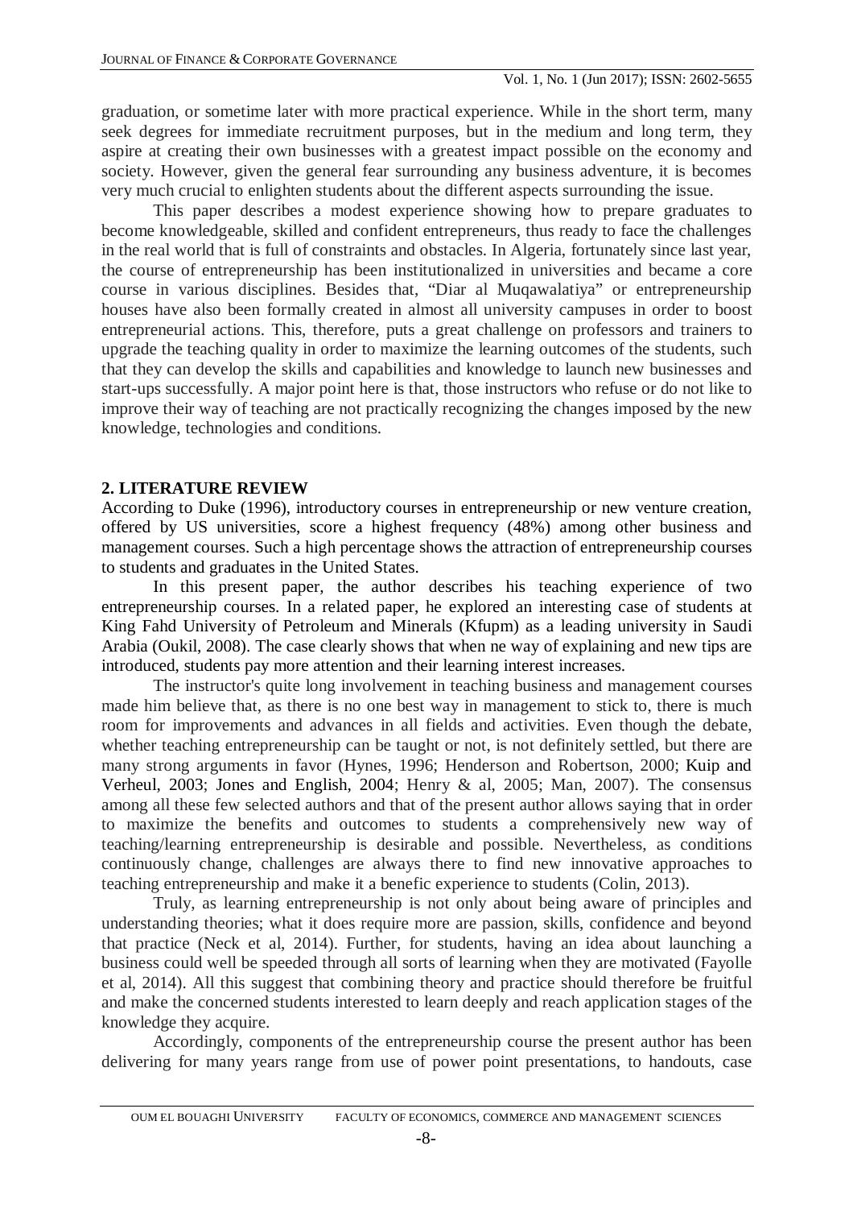graduation, or sometime later with more practical experience. While in the short term, many seek degrees for immediate recruitment purposes, but in the medium and long term, they aspire at creating their own businesses with a greatest impact possible on the economy and society. However, given the general fear surrounding any business adventure, it is becomes very much crucial to enlighten students about the different aspects surrounding the issue.

This paper describes a modest experience showing how to prepare graduates to become knowledgeable, skilled and confident entrepreneurs, thus ready to face the challenges in the real world that is full of constraints and obstacles. In Algeria, fortunately since last year, the course of entrepreneurship has been institutionalized in universities and became a core course in various disciplines. Besides that, "Diar al Muqawalatiya" or entrepreneurship houses have also been formally created in almost all university campuses in order to boost entrepreneurial actions. This, therefore, puts a great challenge on professors and trainers to upgrade the teaching quality in order to maximize the learning outcomes of the students, such that they can develop the skills and capabilities and knowledge to launch new businesses and start-ups successfully. A major point here is that, those instructors who refuse or do not like to improve their way of teaching are not practically recognizing the changes imposed by the new knowledge, technologies and conditions.

## 2. LITERATURE REVIEW

According to Duke (1996), introductory courses in entrepreneurship or new venture creation, offered by US universities, score a highest frequency (48%) among other business and management courses. Such a high percentage shows the attraction of entrepreneurship courses to students and graduates in the United States.

In this present paper, the author describes his teaching experience of two entrepreneurship courses. In a related paper, he explored an interesting case of students at King Fahd University of Petroleum and Minerals (Kfupm) as a leading university in Saudi Arabia (Oukil, 2008). The case clearly shows that when ne way of explaining and new tips are introduced, students pay more attention and their learning interest increases.

The instructor's quite long involvement in teaching business and management courses made him believe that, as there is no one best way in management to stick to, there is much room for improvements and advances in all fields and activities. Even though the debate, whether teaching entrepreneurship can be taught or not, is not definitely settled, but there are many strong arguments in favor (Hynes, 1996; Henderson and Robertson, 2000; Kuip and Verheul, 2003; Jones and English, 2004; Henry & al, 2005; Man, 2007). The consensus among all these few selected authors and that of the present author allows saying that in order to maximize the benefits and outcomes to students a comprehensively new way of teaching/learning entrepreneurship is desirable and possible. Nevertheless, as conditions continuously change, challenges are always there to find new innovative approaches to teaching entrepreneurship and make it a benefic experience to students (Colin, 2013).

Truly, as learning entrepreneurship is not only about being aware of principles and understanding theories; what it does require more are passion, skills, confidence and beyond that practice (Neck et al, 2014). Further, for students, having an idea about launching a business could well be speeded through all sorts of learning when they are motivated (Fayolle et al, 2014). All this suggest that combining theory and practice should therefore be fruitful and make the concerned students interested to learn deeply and reach application stages of the knowledge they acquire.

Accordingly, components of the entrepreneurship course the present author has been delivering for many years range from use of power point presentations, to handouts, case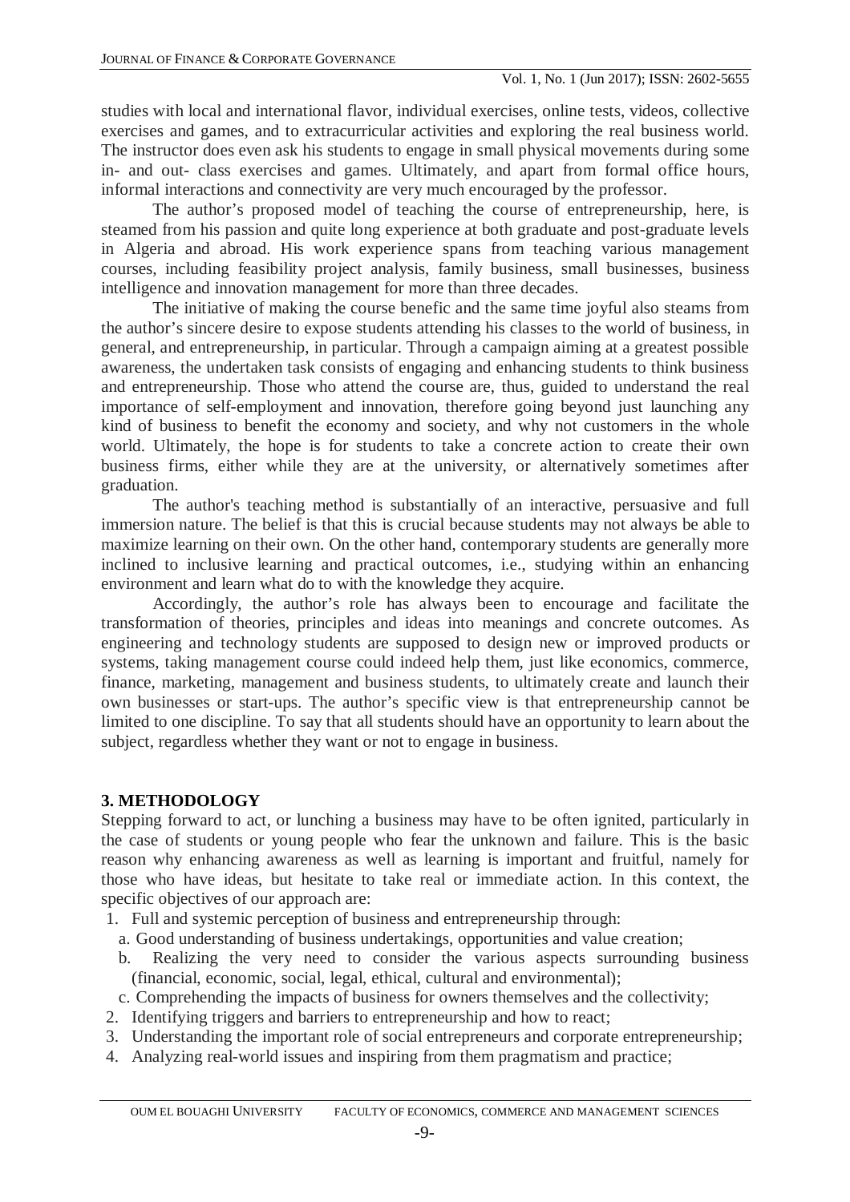studies with local and international flavor, individual exercises, online tests, videos, collective exercises and games, and to extracurricular activities and exploring the real business world. The instructor does even ask his students to engage in small physical movements during some in- and out- class exercises and games. Ultimately, and apart from formal office hours, informal interactions and connectivity are very much encouraged by the professor.

The author's proposed model of teaching the course of entrepreneurship, here, is steamed from his passion and quite long experience at both graduate and post-graduate levels in Algeria and abroad. His work experience spans from teaching various management courses, including feasibility project analysis, family business, small businesses, business intelligence and innovation management for more than three decades.

The initiative of making the course benefic and the same time joyful also steams from the author's sincere desire to expose students attending his classes to the world of business, in general, and entrepreneurship, in particular. Through a campaign aiming at a greatest possible awareness, the undertaken task consists of engaging and enhancing students to think business and entrepreneurship. Those who attend the course are, thus, guided to understand the real importance of self-employment and innovation, therefore going beyond just launching any kind of business to benefit the economy and society, and why not customers in the whole world. Ultimately, the hope is for students to take a concrete action to create their own business firms, either while they are at the university, or alternatively sometimes after graduation.

The author's teaching method is substantially of an interactive, persuasive and full immersion nature. The belief is that this is crucial because students may not always be able to maximize learning on their own. On the other hand, contemporary students are generally more inclined to inclusive learning and practical outcomes, i.e., studying within an enhancing environment and learn what do to with the knowledge they acquire.

Accordingly, the author's role has always been to encourage and facilitate the transformation of theories, principles and ideas into meanings and concrete outcomes. As engineering and technology students are supposed to design new or improved products or systems, taking management course could indeed help them, just like economics, commerce, finance, marketing, management and business students, to ultimately create and launch their own businesses or start-ups. The author's specific view is that entrepreneurship cannot be limited to one discipline. To say that all students should have an opportunity to learn about the subject, regardless whether they want or not to engage in business.

## 3. METHODOLOGY

Stepping forward to act, or lunching a business may have to be often ignited, particularly in the case of students or young people who fear the unknown and failure. This is the basic reason why enhancing awareness as well as learning is important and fruitful, namely for those who have ideas, but hesitate to take real or immediate action. In this context, the specific objectives of our approach are:

1. Full and systemic perception of business and entrepreneurship through:
   a. Good understanding of business undertakings, opportunities and value creation;
   b. Realizing the very need to consider the various aspects surrounding business (financial, economic, social, legal, ethical, cultural and environmental);
   c. Comprehending the impacts of business for owners themselves and the collectivity;
2. Identifying triggers and barriers to entrepreneurship and how to react;
3. Understanding the important role of social entrepreneurs and corporate entrepreneurship;
4. Analyzing real-world issues and inspiring from them pragmatism and practice;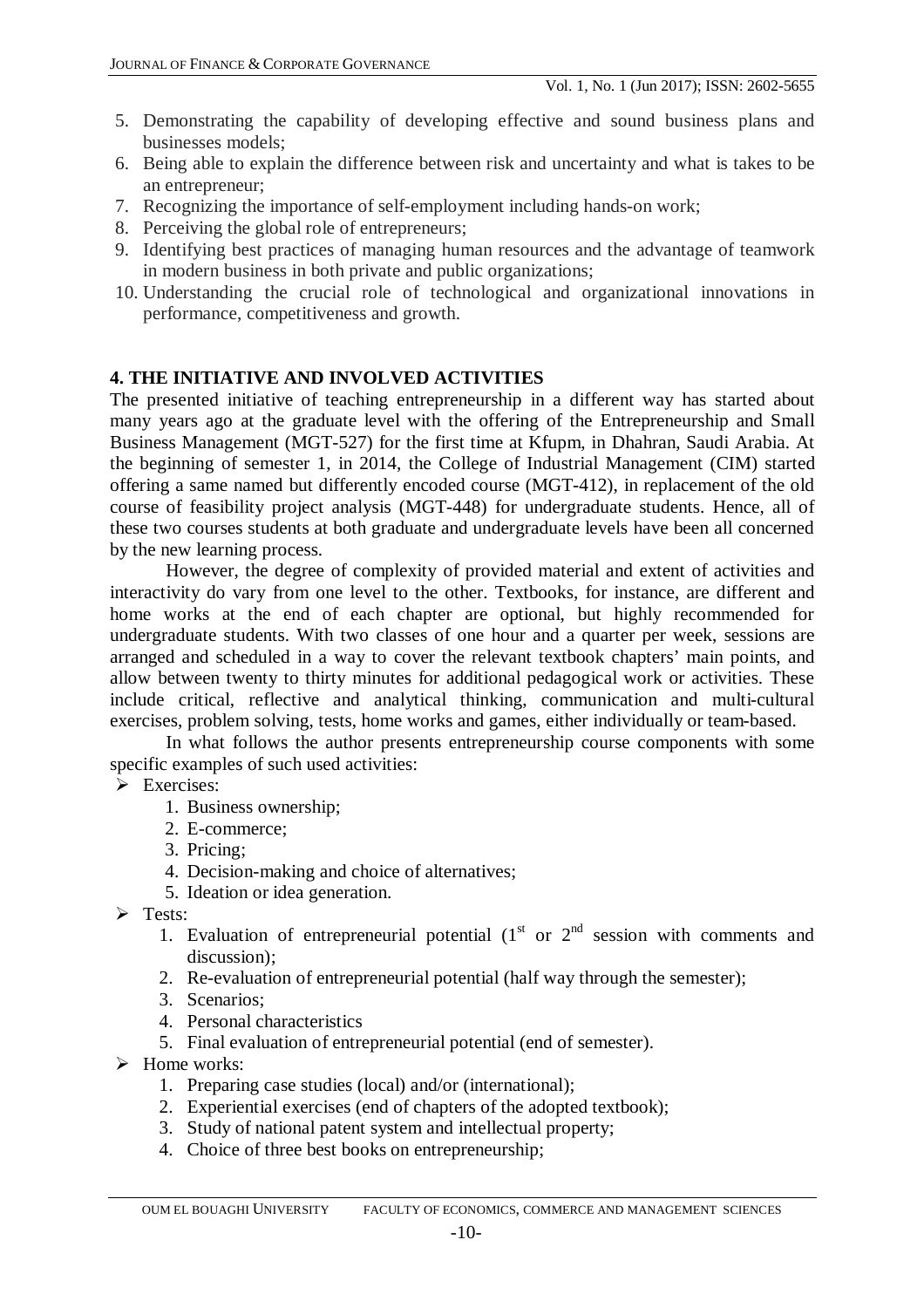5. Demonstrating the capability of developing effective and sound business plans and businesses models;
6. Being able to explain the difference between risk and uncertainty and what is takes to be an entrepreneur;
7. Recognizing the importance of self-employment including hands-on work;
8. Perceiving the global role of entrepreneurs;
9. Identifying best practices of managing human resources and the advantage of teamwork in modern business in both private and public organizations;
10. Understanding the crucial role of technological and organizational innovations in performance, competitiveness and growth.

## 4. THE INITIATIVE AND INVOLVED ACTIVITIES

The presented initiative of teaching entrepreneurship in a different way has started about many years ago at the graduate level with the offering of the Entrepreneurship and Small Business Management (MGT-527) for the first time at Kfupm, in Dhahran, Saudi Arabia. At the beginning of semester 1, in 2014, the College of Industrial Management (CIM) started offering a same named but differently encoded course (MGT-412), in replacement of the old course of feasibility project analysis (MGT-448) for undergraduate students. Hence, all of these two courses students at both graduate and undergraduate levels have been all concerned by the new learning process.

However, the degree of complexity of provided material and extent of activities and interactivity do vary from one level to the other. Textbooks, for instance, are different and home works at the end of each chapter are optional, but highly recommended for undergraduate students. With two classes of one hour and a quarter per week, sessions are arranged and scheduled in a way to cover the relevant textbook chapters' main points, and allow between twenty to thirty minutes for additional pedagogical work or activities. These include critical, reflective and analytical thinking, communication and multi-cultural exercises, problem solving, tests, home works and games, either individually or team-based.

In what follows the author presents entrepreneurship course components with some specific examples of such used activities:

- Exercises:
  1. Business ownership;
  2. E-commerce;
  3. Pricing;
  4. Decision-making and choice of alternatives;
  5. Ideation or idea generation.
- Tests:
  1. Evaluation of entrepreneurial potential (1st or 2nd session with comments and discussion);
  2. Re-evaluation of entrepreneurial potential (half way through the semester);
  3. Scenarios;
  4. Personal characteristics
  5. Final evaluation of entrepreneurial potential (end of semester).
- Home works:
  1. Preparing case studies (local) and/or (international);
  2. Experiential exercises (end of chapters of the adopted textbook);
  3. Study of national patent system and intellectual property;
  4. Choice of three best books on entrepreneurship;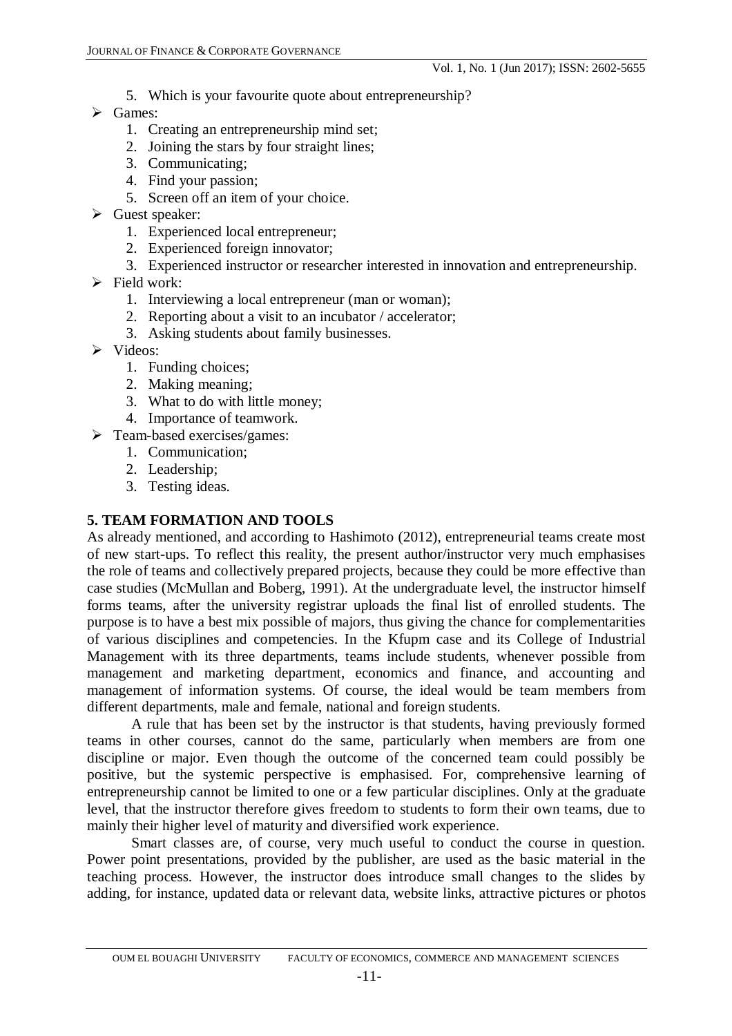5. Which is your favourite quote about entrepreneurship?

- Games:
  1. Creating an entrepreneurship mind set;
  2. Joining the stars by four straight lines;
  3. Communicating;
  4. Find your passion;
  5. Screen off an item of your choice.
- Guest speaker:
  1. Experienced local entrepreneur;
  2. Experienced foreign innovator;
  3. Experienced instructor or researcher interested in innovation and entrepreneurship.
- Field work:
  1. Interviewing a local entrepreneur (man or woman);
  2. Reporting about a visit to an incubator / accelerator;
  3. Asking students about family businesses.
- Videos:
  1. Funding choices;
  2. Making meaning;
  3. What to do with little money;
  4. Importance of teamwork.
- Team-based exercises/games:
  1. Communication;
  2. Leadership;
  3. Testing ideas.

## 5. TEAM FORMATION AND TOOLS

As already mentioned, and according to Hashimoto (2012), entrepreneurial teams create most of new start-ups. To reflect this reality, the present author/instructor very much emphasises the role of teams and collectively prepared projects, because they could be more effective than case studies (McMullan and Boberg, 1991). At the undergraduate level, the instructor himself forms teams, after the university registrar uploads the final list of enrolled students. The purpose is to have a best mix possible of majors, thus giving the chance for complementarities of various disciplines and competencies. In the Kfupm case and its College of Industrial Management with its three departments, teams include students, whenever possible from management and marketing department, economics and finance, and accounting and management of information systems. Of course, the ideal would be team members from different departments, male and female, national and foreign students.

A rule that has been set by the instructor is that students, having previously formed teams in other courses, cannot do the same, particularly when members are from one discipline or major. Even though the outcome of the concerned team could possibly be positive, but the systemic perspective is emphasised. For, comprehensive learning of entrepreneurship cannot be limited to one or a few particular disciplines. Only at the graduate level, that the instructor therefore gives freedom to students to form their own teams, due to mainly their higher level of maturity and diversified work experience.

Smart classes are, of course, very much useful to conduct the course in question. Power point presentations, provided by the publisher, are used as the basic material in the teaching process. However, the instructor does introduce small changes to the slides by adding, for instance, updated data or relevant data, website links, attractive pictures or photos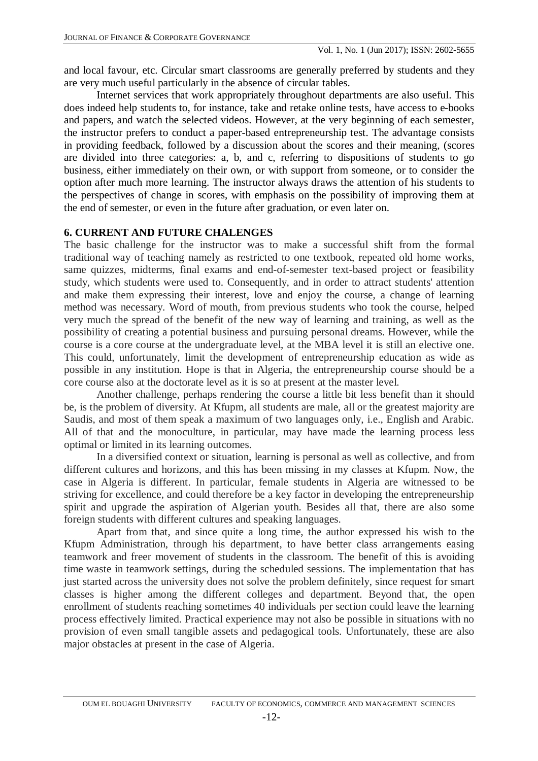and local favour, etc. Circular smart classrooms are generally preferred by students and they are very much useful particularly in the absence of circular tables.

Internet services that work appropriately throughout departments are also useful. This does indeed help students to, for instance, take and retake online tests, have access to e-books and papers, and watch the selected videos. However, at the very beginning of each semester, the instructor prefers to conduct a paper-based entrepreneurship test. The advantage consists in providing feedback, followed by a discussion about the scores and their meaning, (scores are divided into three categories: a, b, and c, referring to dispositions of students to go business, either immediately on their own, or with support from someone, or to consider the option after much more learning. The instructor always draws the attention of his students to the perspectives of change in scores, with emphasis on the possibility of improving them at the end of semester, or even in the future after graduation, or even later on.

## 6. CURRENT AND FUTURE CHALENGES

The basic challenge for the instructor was to make a successful shift from the formal traditional way of teaching namely as restricted to one textbook, repeated old home works, same quizzes, midterms, final exams and end-of-semester text-based project or feasibility study, which students were used to. Consequently, and in order to attract students' attention and make them expressing their interest, love and enjoy the course, a change of learning method was necessary. Word of mouth, from previous students who took the course, helped very much the spread of the benefit of the new way of learning and training, as well as the possibility of creating a potential business and pursuing personal dreams. However, while the course is a core course at the undergraduate level, at the MBA level it is still an elective one. This could, unfortunately, limit the development of entrepreneurship education as wide as possible in any institution. Hope is that in Algeria, the entrepreneurship course should be a core course also at the doctorate level as it is so at present at the master level.

Another challenge, perhaps rendering the course a little bit less benefit than it should be, is the problem of diversity. At Kfupm, all students are male, all or the greatest majority are Saudis, and most of them speak a maximum of two languages only, i.e., English and Arabic. All of that and the monoculture, in particular, may have made the learning process less optimal or limited in its learning outcomes.

In a diversified context or situation, learning is personal as well as collective, and from different cultures and horizons, and this has been missing in my classes at Kfupm. Now, the case in Algeria is different. In particular, female students in Algeria are witnessed to be striving for excellence, and could therefore be a key factor in developing the entrepreneurship spirit and upgrade the aspiration of Algerian youth. Besides all that, there are also some foreign students with different cultures and speaking languages.

Apart from that, and since quite a long time, the author expressed his wish to the Kfupm Administration, through his department, to have better class arrangements easing teamwork and freer movement of students in the classroom. The benefit of this is avoiding time waste in teamwork settings, during the scheduled sessions. The implementation that has just started across the university does not solve the problem definitely, since request for smart classes is higher among the different colleges and department. Beyond that, the open enrollment of students reaching sometimes 40 individuals per section could leave the learning process effectively limited. Practical experience may not also be possible in situations with no provision of even small tangible assets and pedagogical tools. Unfortunately, these are also major obstacles at present in the case of Algeria.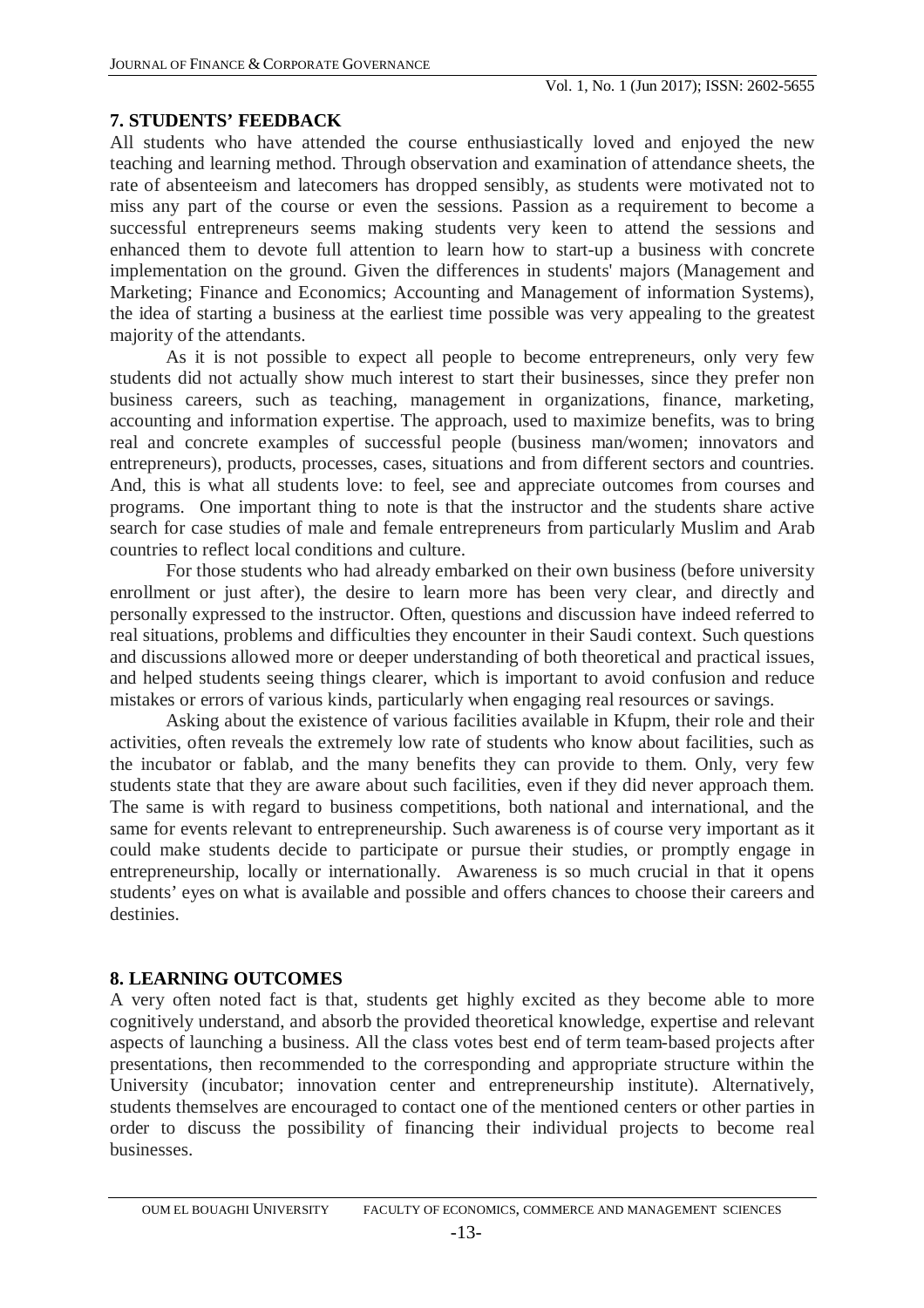## 7. STUDENTS' FEEDBACK

All students who have attended the course enthusiastically loved and enjoyed the new teaching and learning method. Through observation and examination of attendance sheets, the rate of absenteeism and latecomers has dropped sensibly, as students were motivated not to miss any part of the course or even the sessions. Passion as a requirement to become a successful entrepreneurs seems making students very keen to attend the sessions and enhanced them to devote full attention to learn how to start-up a business with concrete implementation on the ground. Given the differences in students' majors (Management and Marketing; Finance and Economics; Accounting and Management of information Systems), the idea of starting a business at the earliest time possible was very appealing to the greatest majority of the attendants.

As it is not possible to expect all people to become entrepreneurs, only very few students did not actually show much interest to start their businesses, since they prefer non business careers, such as teaching, management in organizations, finance, marketing, accounting and information expertise. The approach, used to maximize benefits, was to bring real and concrete examples of successful people (business man/women; innovators and entrepreneurs), products, processes, cases, situations and from different sectors and countries. And, this is what all students love: to feel, see and appreciate outcomes from courses and programs. One important thing to note is that the instructor and the students share active search for case studies of male and female entrepreneurs from particularly Muslim and Arab countries to reflect local conditions and culture.

For those students who had already embarked on their own business (before university enrollment or just after), the desire to learn more has been very clear, and directly and personally expressed to the instructor. Often, questions and discussion have indeed referred to real situations, problems and difficulties they encounter in their Saudi context. Such questions and discussions allowed more or deeper understanding of both theoretical and practical issues, and helped students seeing things clearer, which is important to avoid confusion and reduce mistakes or errors of various kinds, particularly when engaging real resources or savings.

Asking about the existence of various facilities available in Kfupm, their role and their activities, often reveals the extremely low rate of students who know about facilities, such as the incubator or fablab, and the many benefits they can provide to them. Only, very few students state that they are aware about such facilities, even if they did never approach them. The same is with regard to business competitions, both national and international, and the same for events relevant to entrepreneurship. Such awareness is of course very important as it could make students decide to participate or pursue their studies, or promptly engage in entrepreneurship, locally or internationally. Awareness is so much crucial in that it opens students' eyes on what is available and possible and offers chances to choose their careers and destinies.

## 8. LEARNING OUTCOMES

A very often noted fact is that, students get highly excited as they become able to more cognitively understand, and absorb the provided theoretical knowledge, expertise and relevant aspects of launching a business. All the class votes best end of term team-based projects after presentations, then recommended to the corresponding and appropriate structure within the University (incubator; innovation center and entrepreneurship institute). Alternatively, students themselves are encouraged to contact one of the mentioned centers or other parties in order to discuss the possibility of financing their individual projects to become real businesses.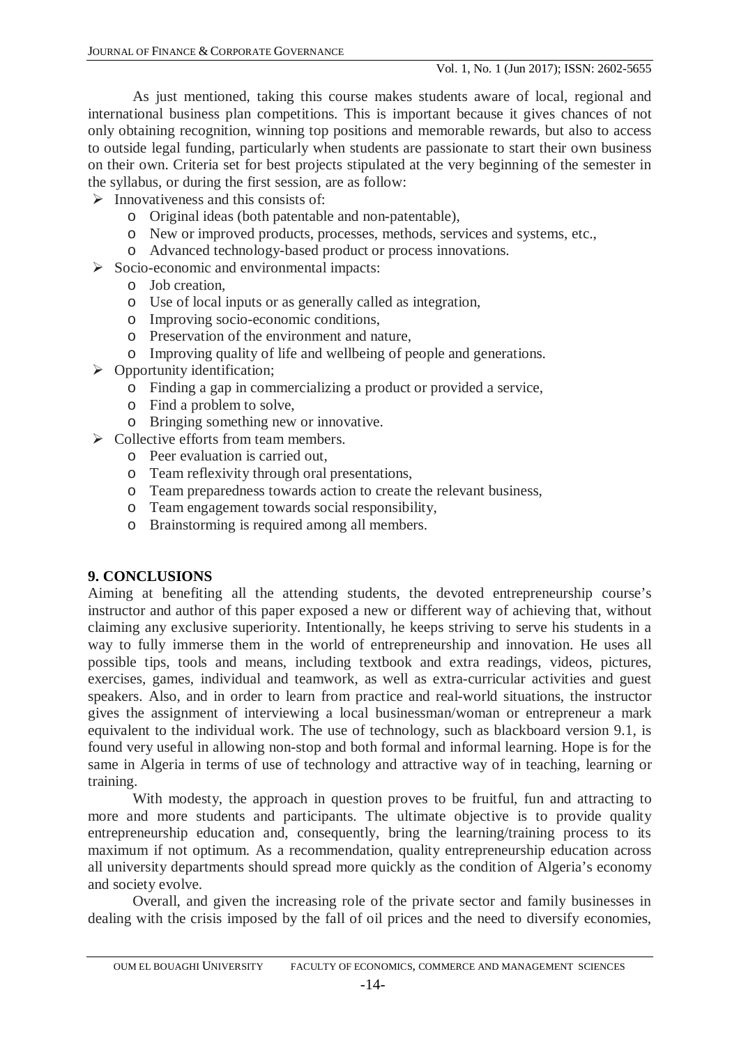As just mentioned, taking this course makes students aware of local, regional and international business plan competitions. This is important because it gives chances of not only obtaining recognition, winning top positions and memorable rewards, but also to access to outside legal funding, particularly when students are passionate to start their own business on their own. Criteria set for best projects stipulated at the very beginning of the semester in the syllabus, or during the first session, are as follow:

- Innovativeness and this consists of:
  - Original ideas (both patentable and non-patentable),
  - New or improved products, processes, methods, services and systems, etc.,
  - Advanced technology-based product or process innovations.
- Socio-economic and environmental impacts:
  - Job creation,
  - Use of local inputs or as generally called as integration,
  - Improving socio-economic conditions,
  - Preservation of the environment and nature,
  - Improving quality of life and wellbeing of people and generations.
- Opportunity identification;
  - Finding a gap in commercializing a product or provided a service,
  - Find a problem to solve,
  - Bringing something new or innovative.
- Collective efforts from team members.
  - Peer evaluation is carried out,
  - Team reflexivity through oral presentations,
  - Team preparedness towards action to create the relevant business,
  - Team engagement towards social responsibility,
  - Brainstorming is required among all members.

## 9. CONCLUSIONS

Aiming at benefiting all the attending students, the devoted entrepreneurship course's instructor and author of this paper exposed a new or different way of achieving that, without claiming any exclusive superiority. Intentionally, he keeps striving to serve his students in a way to fully immerse them in the world of entrepreneurship and innovation. He uses all possible tips, tools and means, including textbook and extra readings, videos, pictures, exercises, games, individual and teamwork, as well as extra-curricular activities and guest speakers. Also, and in order to learn from practice and real-world situations, the instructor gives the assignment of interviewing a local businessman/woman or entrepreneur a mark equivalent to the individual work. The use of technology, such as blackboard version 9.1, is found very useful in allowing non-stop and both formal and informal learning. Hope is for the same in Algeria in terms of use of technology and attractive way of in teaching, learning or training.

With modesty, the approach in question proves to be fruitful, fun and attracting to more and more students and participants. The ultimate objective is to provide quality entrepreneurship education and, consequently, bring the learning/training process to its maximum if not optimum. As a recommendation, quality entrepreneurship education across all university departments should spread more quickly as the condition of Algeria's economy and society evolve.

Overall, and given the increasing role of the private sector and family businesses in dealing with the crisis imposed by the fall of oil prices and the need to diversify economies,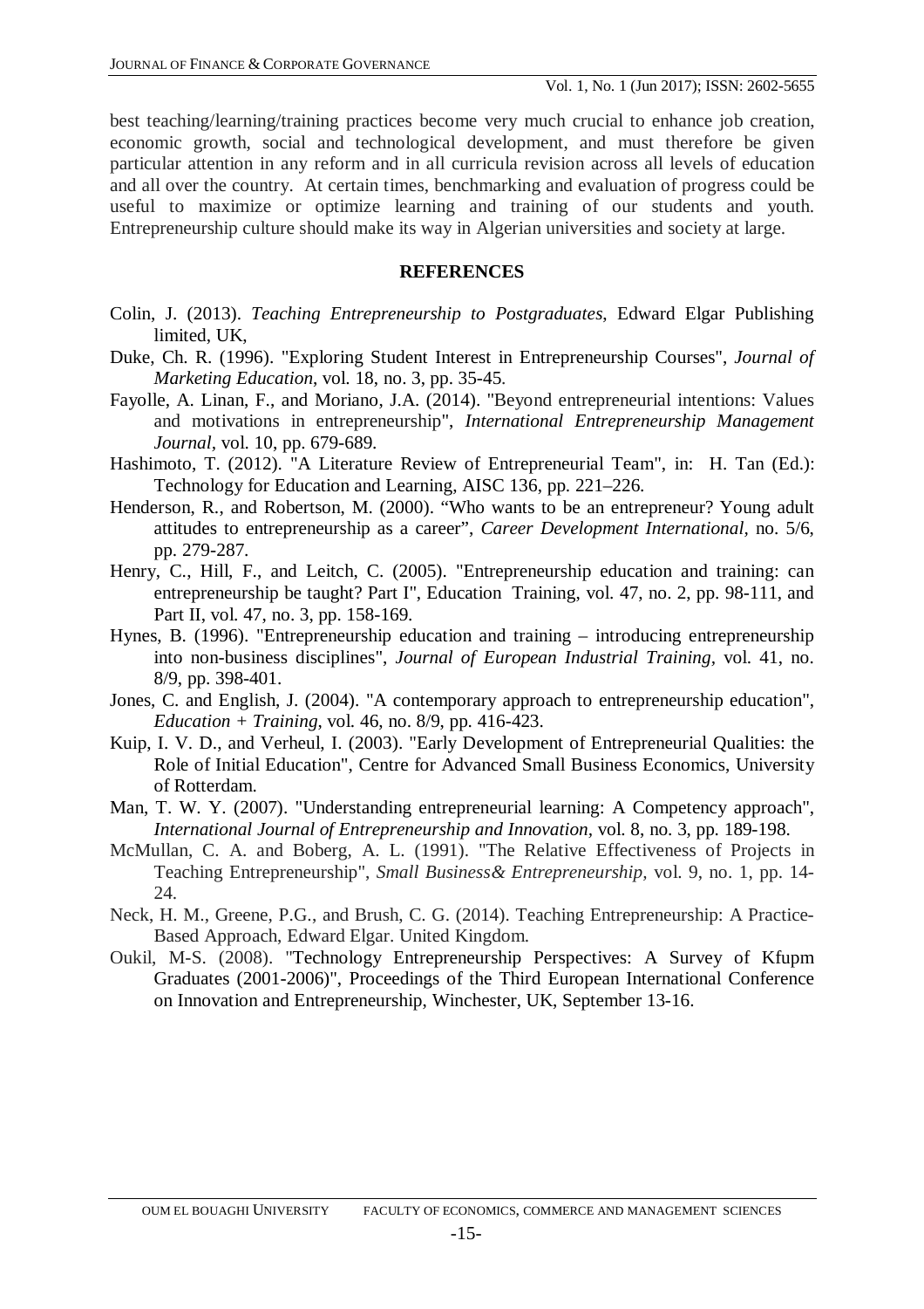best teaching/learning/training practices become very much crucial to enhance job creation, economic growth, social and technological development, and must therefore be given particular attention in any reform and in all curricula revision across all levels of education and all over the country. At certain times, benchmarking and evaluation of progress could be useful to maximize or optimize learning and training of our students and youth. Entrepreneurship culture should make its way in Algerian universities and society at large.

## REFERENCES

Colin, J. (2013). *Teaching Entrepreneurship to Postgraduates*, Edward Elgar Publishing limited, UK,

Duke, Ch. R. (1996). "Exploring Student Interest in Entrepreneurship Courses", *Journal of Marketing Education*, vol. 18, no. 3, pp. 35-45.

Fayolle, A. Linan, F., and Moriano, J.A. (2014). "Beyond entrepreneurial intentions: Values and motivations in entrepreneurship", *International Entrepreneurship Management Journal*, vol. 10, pp. 679-689.

Hashimoto, T. (2012). "A Literature Review of Entrepreneurial Team", in: H. Tan (Ed.): Technology for Education and Learning, AISC 136, pp. 221–226.

Henderson, R., and Robertson, M. (2000). "Who wants to be an entrepreneur? Young adult attitudes to entrepreneurship as a career", *Career Development International*, no. 5/6, pp. 279-287.

Henry, C., Hill, F., and Leitch, C. (2005). "Entrepreneurship education and training: can entrepreneurship be taught? Part I", Education Training, vol. 47, no. 2, pp. 98-111, and Part II, vol. 47, no. 3, pp. 158-169.

Hynes, B. (1996). "Entrepreneurship education and training – introducing entrepreneurship into non-business disciplines", *Journal of European Industrial Training*, vol. 41, no. 8/9, pp. 398-401.

Jones, C. and English, J. (2004). "A contemporary approach to entrepreneurship education", *Education + Training*, vol. 46, no. 8/9, pp. 416-423.

Kuip, I. V. D., and Verheul, I. (2003). "Early Development of Entrepreneurial Qualities: the Role of Initial Education", Centre for Advanced Small Business Economics, University of Rotterdam.

Man, T. W. Y. (2007). "Understanding entrepreneurial learning: A Competency approach", *International Journal of Entrepreneurship and Innovation*, vol. 8, no. 3, pp. 189-198.

McMullan, C. A. and Boberg, A. L. (1991). "The Relative Effectiveness of Projects in Teaching Entrepreneurship", *Small Business& Entrepreneurship*, vol. 9, no. 1, pp. 14-24.

Neck, H. M., Greene, P.G., and Brush, C. G. (2014). Teaching Entrepreneurship: A Practice-Based Approach, Edward Elgar. United Kingdom.

Oukil, M-S. (2008). "Technology Entrepreneurship Perspectives: A Survey of Kfupm Graduates (2001-2006)", Proceedings of the Third European International Conference on Innovation and Entrepreneurship, Winchester, UK, September 13-16.